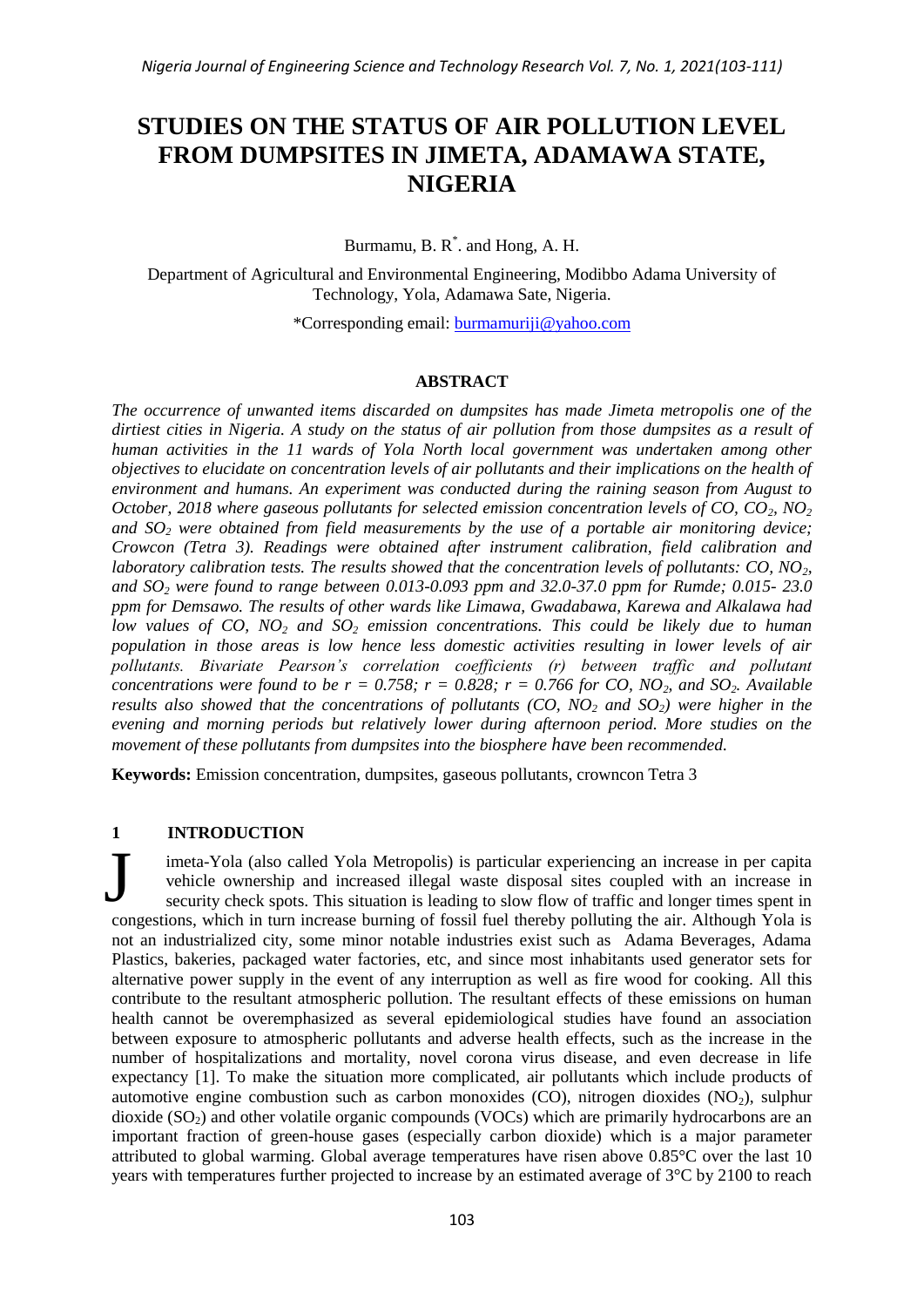# STUDIES ON THE STATUS OF AIR POLLUTION LEVEL FROM DUMPSITES IN JIMETA, ADAMAWA STATE, NIGERIA

Burmamu, B. R*. and Hong, A. H.

Department of Agricultural and Environmental Engineering, Modibbo Adama University of Technology, Yola, Adamawa Sate, Nigeria.

*Corresponding email: burmamuriji@yahoo.com

## ABSTRACT

*The occurrence of unwanted items discarded on dumpsites has made Jimeta metropolis one of the dirtiest cities in Nigeria. A study on the status of air pollution from those dumpsites as a result of human activities in the 11 wards of Yola North local government was undertaken among other objectives to elucidate on concentration levels of air pollutants and their implications on the health of environment and humans. An experiment was conducted during the raining season from August to October, 2018 where gaseous pollutants for selected emission concentration levels of CO, $CO_2$, $NO_2$ and $SO_2$ were obtained from field measurements by the use of a portable air monitoring device; Crowcon (Tetra 3). Readings were obtained after instrument calibration, field calibration and laboratory calibration tests. The results showed that the concentration levels of pollutants: CO, $NO_2$, and $SO_2$ were found to range between 0.013-0.093 ppm and 32.0-37.0 ppm for Rumde; 0.015- 23.0 ppm for Demsawo. The results of other wards like Limawa, Gwadabawa, Karewa and Alkalawa had low values of CO, $NO_2$ and $SO_2$ emission concentrations. This could be likely due to human population in those areas is low hence less domestic activities resulting in lower levels of air pollutants. Bivariate Pearson's correlation coefficients (r) between traffic and pollutant concentrations were found to be $r = 0.758$; $r = 0.828$; $r = 0.766$ for CO, $NO_2$, and $SO_2$. Available results also showed that the concentrations of pollutants (CO, $NO_2$ and $SO_2$) were higher in the evening and morning periods but relatively lower during afternoon period. More studies on the movement of these pollutants from dumpsites into the biosphere have been recommended.*

**Keywords:** Emission concentration, dumpsites, gaseous pollutants, crowncon Tetra 3

## 1 INTRODUCTION

Jimeta-Yola (also called Yola Metropolis) is particular experiencing an increase in per capita vehicle ownership and increased illegal waste disposal sites coupled with an increase in security check spots. This situation is leading to slow flow of traffic and longer times spent in congestions, which in turn increase burning of fossil fuel thereby polluting the air. Although Yola is not an industrialized city, some minor notable industries exist such as Adama Beverages, Adama Plastics, bakeries, packaged water factories, etc, and since most inhabitants used generator sets for alternative power supply in the event of any interruption as well as fire wood for cooking. All this contribute to the resultant atmospheric pollution. The resultant effects of these emissions on human health cannot be overemphasized as several epidemiological studies have found an association between exposure to atmospheric pollutants and adverse health effects, such as the increase in the number of hospitalizations and mortality, novel corona virus disease, and even decrease in life expectancy [1]. To make the situation more complicated, air pollutants which include products of automotive engine combustion such as carbon monoxides (CO), nitrogen dioxides ($NO_2$), sulphur dioxide ($SO_2$) and other volatile organic compounds (VOCs) which are primarily hydrocarbons are an important fraction of green-house gases (especially carbon dioxide) which is a major parameter attributed to global warming. Global average temperatures have risen above 0.85°C over the last 10 years with temperatures further projected to increase by an estimated average of 3°C by 2100 to reach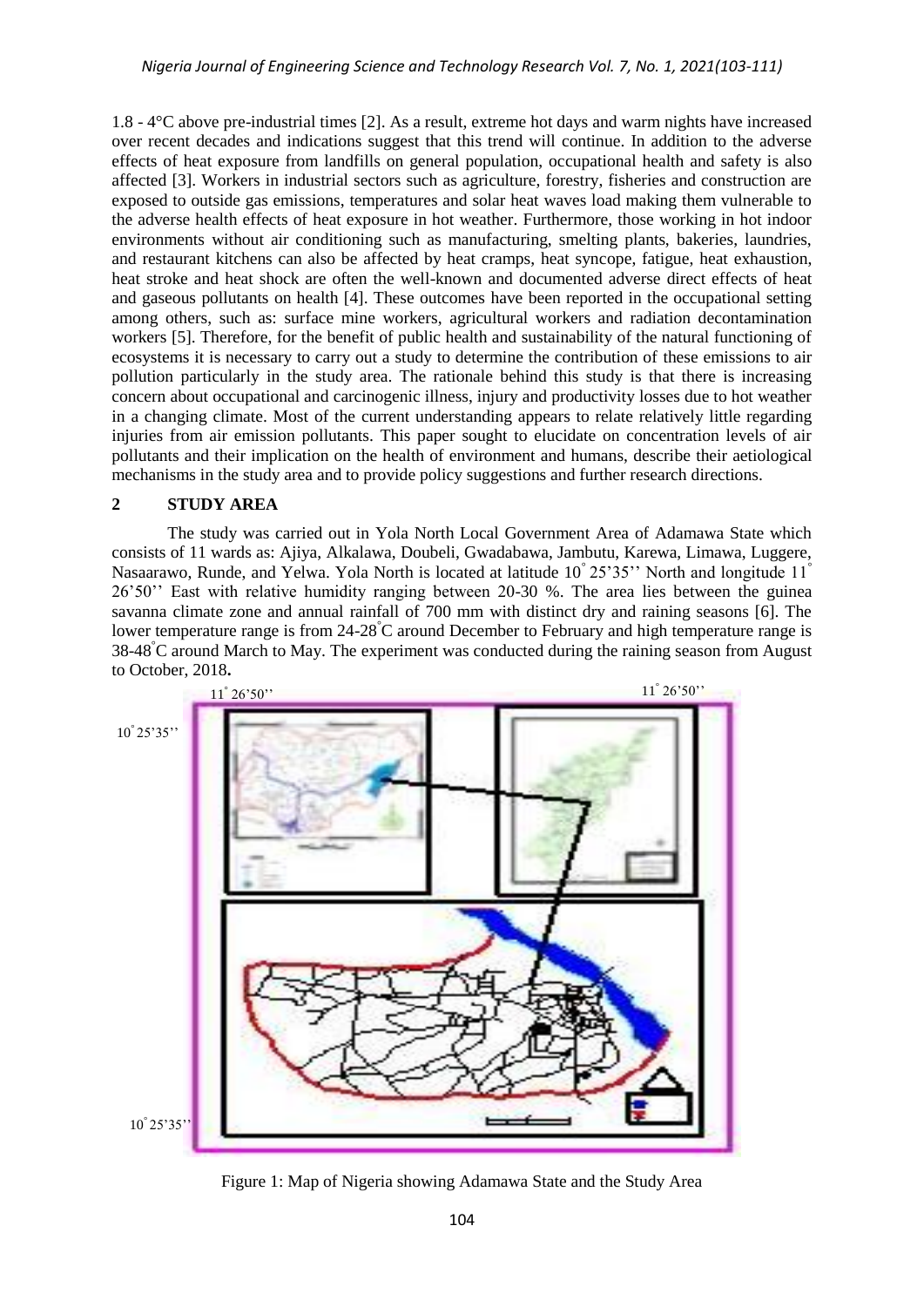1.8 - 4°C above pre-industrial times [2]. As a result, extreme hot days and warm nights have increased over recent decades and indications suggest that this trend will continue. In addition to the adverse effects of heat exposure from landfills on general population, occupational health and safety is also affected [3]. Workers in industrial sectors such as agriculture, forestry, fisheries and construction are exposed to outside gas emissions, temperatures and solar heat waves load making them vulnerable to the adverse health effects of heat exposure in hot weather. Furthermore, those working in hot indoor environments without air conditioning such as manufacturing, smelting plants, bakeries, laundries, and restaurant kitchens can also be affected by heat cramps, heat syncope, fatigue, heat exhaustion, heat stroke and heat shock are often the well-known and documented adverse direct effects of heat and gaseous pollutants on health [4]. These outcomes have been reported in the occupational setting among others, such as: surface mine workers, agricultural workers and radiation decontamination workers [5]. Therefore, for the benefit of public health and sustainability of the natural functioning of ecosystems it is necessary to carry out a study to determine the contribution of these emissions to air pollution particularly in the study area. The rationale behind this study is that there is increasing concern about occupational and carcinogenic illness, injury and productivity losses due to hot weather in a changing climate. Most of the current understanding appears to relate relatively little regarding injuries from air emission pollutants. This paper sought to elucidate on concentration levels of air pollutants and their implication on the health of environment and humans, describe their aetiological mechanisms in the study area and to provide policy suggestions and further research directions.

## 2 STUDY AREA

The study was carried out in Yola North Local Government Area of Adamawa State which consists of 11 wards as: Ajiya, Alkalawa, Doubeli, Gwadabawa, Jambutu, Karewa, Limawa, Luggere, Nasaarawo, Runde, and Yelwa. Yola North is located at latitude 10° 25'35'' North and longitude 11° 26'50'' East with relative humidity ranging between 20-30 %. The area lies between the guinea savanna climate zone and annual rainfall of 700 mm with distinct dry and raining seasons [6]. The lower temperature range is from 24-28°C around December to February and high temperature range is 38-48°C around March to May. The experiment was conducted during the raining season from August to October, 2018**.**

Figure 1: Map of Nigeria showing Adamawa State and the Study Area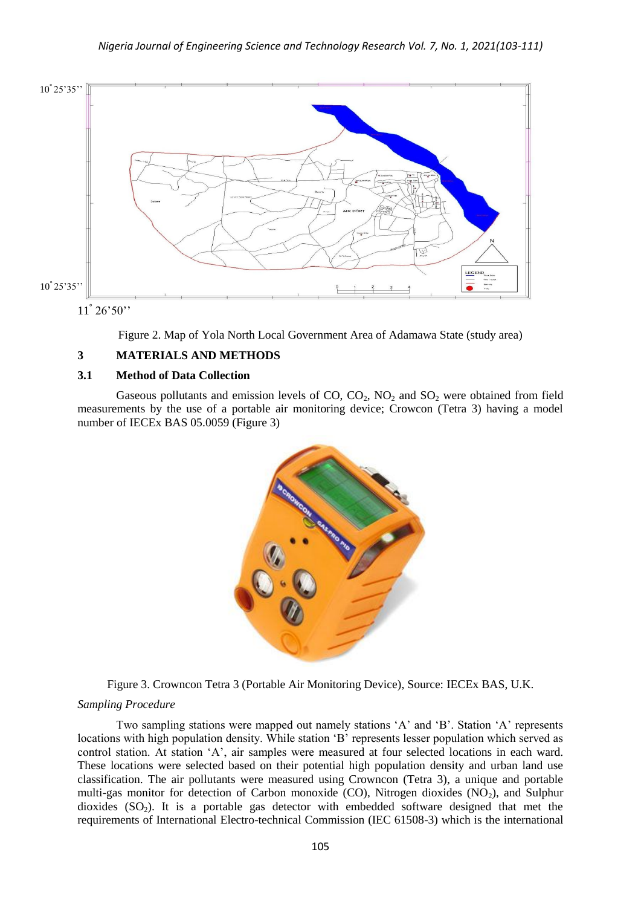Figure 2. Map of Yola North Local Government Area of Adamawa State (study area)

## 3 MATERIALS AND METHODS

### 3.1 Method of Data Collection

Gaseous pollutants and emission levels of CO, $CO_2$, $NO_2$ and $SO_2$ were obtained from field measurements by the use of a portable air monitoring device; Crowcon (Tetra 3) having a model number of IECEx BAS 05.0059 (Figure 3)

Figure 3. Crowncon Tetra 3 (Portable Air Monitoring Device), Source: IECEx BAS, U.K.

*Sampling Procedure*

Two sampling stations were mapped out namely stations 'A' and 'B'. Station 'A' represents locations with high population density. While station 'B' represents lesser population which served as control station. At station 'A', air samples were measured at four selected locations in each ward. These locations were selected based on their potential high population density and urban land use classification. The air pollutants were measured using Crowncon (Tetra 3), a unique and portable multi-gas monitor for detection of Carbon monoxide (CO), Nitrogen dioxides ($NO_2$), and Sulphur dioxides ($SO_2$). It is a portable gas detector with embedded software designed that met the requirements of International Electro-technical Commission (IEC 61508-3) which is the international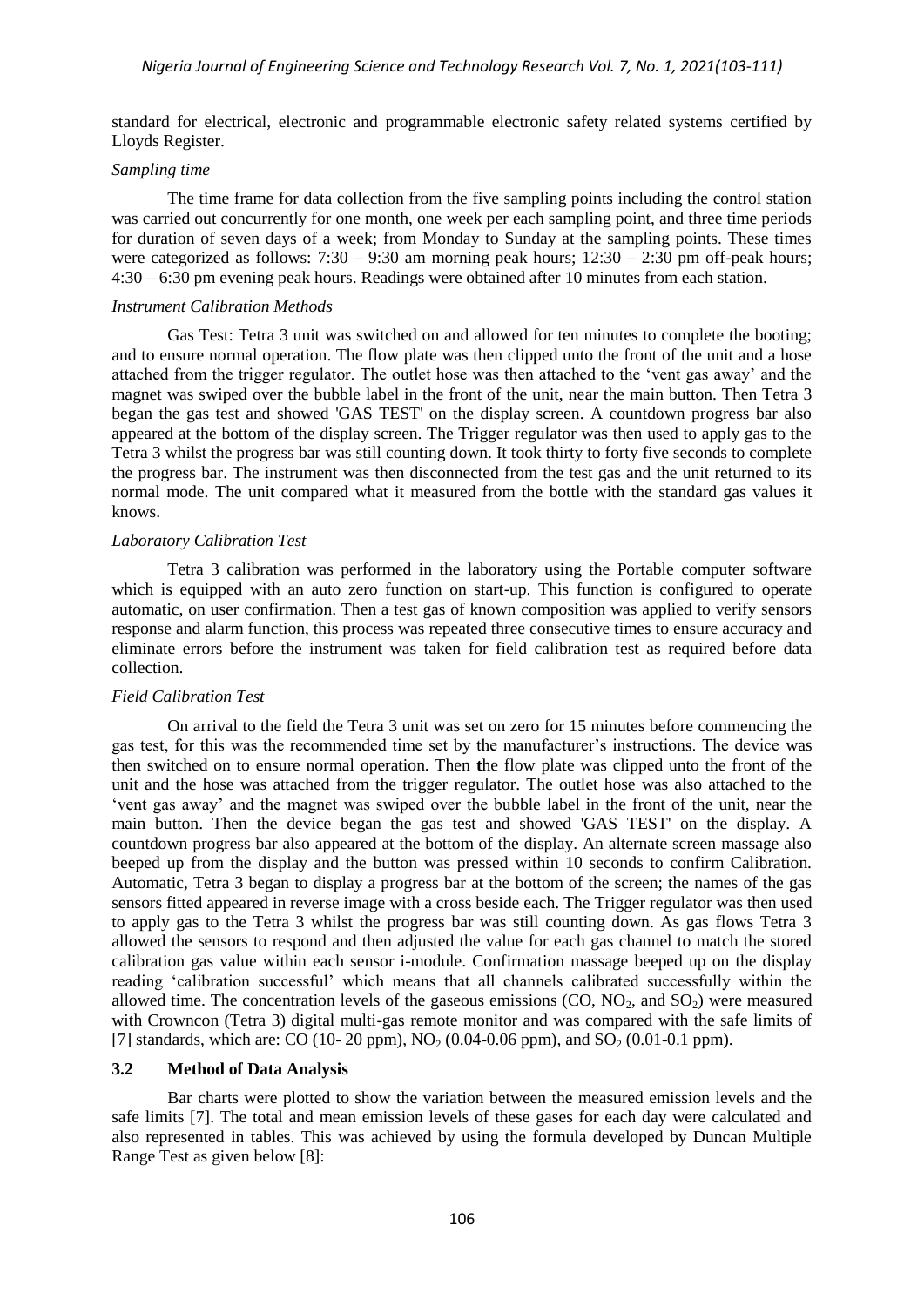standard for electrical, electronic and programmable electronic safety related systems certified by Lloyds Register.

*Sampling time*

The time frame for data collection from the five sampling points including the control station was carried out concurrently for one month, one week per each sampling point, and three time periods for duration of seven days of a week; from Monday to Sunday at the sampling points. These times were categorized as follows: 7:30 – 9:30 am morning peak hours; 12:30 – 2:30 pm off-peak hours; 4:30 – 6:30 pm evening peak hours. Readings were obtained after 10 minutes from each station.

*Instrument Calibration Methods*

Gas Test: Tetra 3 unit was switched on and allowed for ten minutes to complete the booting; and to ensure normal operation. The flow plate was then clipped unto the front of the unit and a hose attached from the trigger regulator. The outlet hose was then attached to the 'vent gas away' and the magnet was swiped over the bubble label in the front of the unit, near the main button. Then Tetra 3 began the gas test and showed 'GAS TEST' on the display screen. A countdown progress bar also appeared at the bottom of the display screen. The Trigger regulator was then used to apply gas to the Tetra 3 whilst the progress bar was still counting down. It took thirty to forty five seconds to complete the progress bar. The instrument was then disconnected from the test gas and the unit returned to its normal mode. The unit compared what it measured from the bottle with the standard gas values it knows.

*Laboratory Calibration Test*

Tetra 3 calibration was performed in the laboratory using the Portable computer software which is equipped with an auto zero function on start-up. This function is configured to operate automatic, on user confirmation. Then a test gas of known composition was applied to verify sensors response and alarm function, this process was repeated three consecutive times to ensure accuracy and eliminate errors before the instrument was taken for field calibration test as required before data collection.

*Field Calibration Test*

On arrival to the field the Tetra 3 unit was set on zero for 15 minutes before commencing the gas test, for this was the recommended time set by the manufacturer's instructions. The device was then switched on to ensure normal operation. Then the flow plate was clipped unto the front of the unit and the hose was attached from the trigger regulator. The outlet hose was also attached to the 'vent gas away' and the magnet was swiped over the bubble label in the front of the unit, near the main button. Then the device began the gas test and showed 'GAS TEST' on the display. A countdown progress bar also appeared at the bottom of the display. An alternate screen massage also beeped up from the display and the button was pressed within 10 seconds to confirm Calibration. Automatic, Tetra 3 began to display a progress bar at the bottom of the screen; the names of the gas sensors fitted appeared in reverse image with a cross beside each. The Trigger regulator was then used to apply gas to the Tetra 3 whilst the progress bar was still counting down. As gas flows Tetra 3 allowed the sensors to respond and then adjusted the value for each gas channel to match the stored calibration gas value within each sensor i-module. Confirmation massage beeped up on the display reading 'calibration successful' which means that all channels calibrated successfully within the allowed time. The concentration levels of the gaseous emissions (CO, $NO_2$, and $SO_2$) were measured with Crowncon (Tetra 3) digital multi-gas remote monitor and was compared with the safe limits of [7] standards, which are: CO (10- 20 ppm), $NO_2$ (0.04-0.06 ppm), and $SO_2$ (0.01-0.1 ppm).

## 3.2 Method of Data Analysis

Bar charts were plotted to show the variation between the measured emission levels and the safe limits [7]. The total and mean emission levels of these gases for each day were calculated and also represented in tables. This was achieved by using the formula developed by Duncan Multiple Range Test as given below [8]: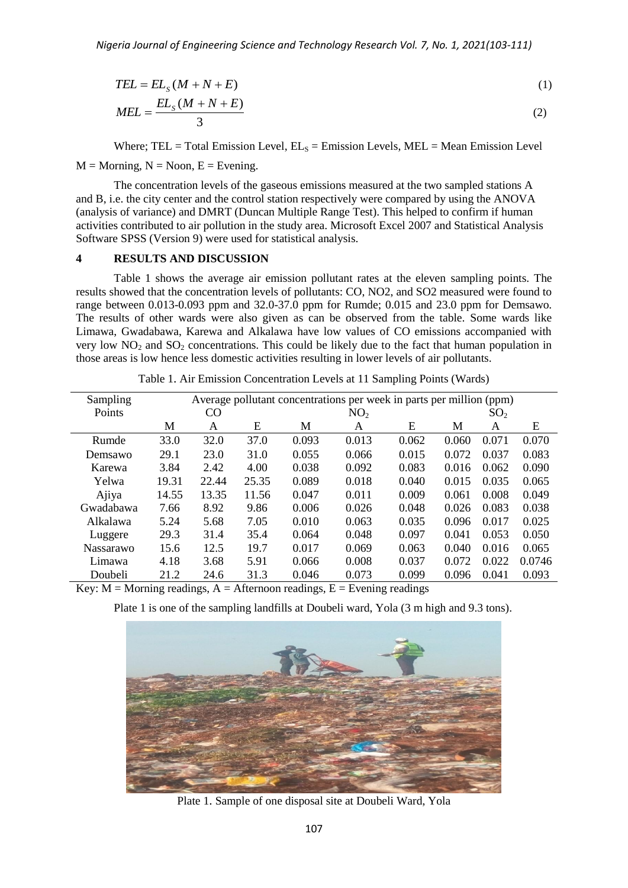$$TEL = EL_S(M + N + E) \tag{1}$$

$$MEL = \frac{EL_S(M + N + E)}{3} \tag{2}$$

Where; TEL = Total Emission Level, $EL_S$ = Emission Levels, MEL = Mean Emission Level

M = Morning, N = Noon, E = Evening.

The concentration levels of the gaseous emissions measured at the two sampled stations A and B, i.e. the city center and the control station respectively were compared by using the ANOVA (analysis of variance) and DMRT (Duncan Multiple Range Test). This helped to confirm if human activities contributed to air pollution in the study area. Microsoft Excel 2007 and Statistical Analysis Software SPSS (Version 9) were used for statistical analysis.

## 4 RESULTS AND DISCUSSION

Table 1 shows the average air emission pollutant rates at the eleven sampling points. The results showed that the concentration levels of pollutants: CO, NO2, and SO2 measured were found to range between 0.013-0.093 ppm and 32.0-37.0 ppm for Rumde; 0.015 and 23.0 ppm for Demsawo. The results of other wards were also given as can be observed from the table. Some wards like Limawa, Gwadabawa, Karewa and Alkalawa have low values of CO emissions accompanied with very low $NO_2$ and $SO_2$ concentrations. This could be likely due to the fact that human population in those areas is low hence less domestic activities resulting in lower levels of air pollutants.

Table 1. Air Emission Concentration Levels at 11 Sampling Points (Wards)

| Sampling Points | Average pollutant concentrations per week in parts per million (ppm) | | | | | | | | |
|---|---|---|---|---|---|---|---|---|---|
| | CO | | | $NO_2$ | | | $SO_2$ | | |
| | M | A | E | M | A | E | M | A | E |
| Rumde | 33.0 | 32.0 | 37.0 | 0.093 | 0.013 | 0.062 | 0.060 | 0.071 | 0.070 |
| Demsawo | 29.1 | 23.0 | 31.0 | 0.055 | 0.066 | 0.015 | 0.072 | 0.037 | 0.083 |
| Karewa | 3.84 | 2.42 | 4.00 | 0.038 | 0.092 | 0.083 | 0.016 | 0.062 | 0.090 |
| Yelwa | 19.31 | 22.44 | 25.35 | 0.089 | 0.018 | 0.040 | 0.015 | 0.035 | 0.065 |
| Ajiya | 14.55 | 13.35 | 11.56 | 0.047 | 0.011 | 0.009 | 0.061 | 0.008 | 0.049 |
| Gwadabawa | 7.66 | 8.92 | 9.86 | 0.006 | 0.026 | 0.048 | 0.026 | 0.083 | 0.038 |
| Alkalawa | 5.24 | 5.68 | 7.05 | 0.010 | 0.063 | 0.035 | 0.096 | 0.017 | 0.025 |
| Luggere | 29.3 | 31.4 | 35.4 | 0.064 | 0.048 | 0.097 | 0.041 | 0.053 | 0.050 |
| Nassarawo | 15.6 | 12.5 | 19.7 | 0.017 | 0.069 | 0.063 | 0.040 | 0.016 | 0.065 |
| Limawa | 4.18 | 3.68 | 5.91 | 0.066 | 0.008 | 0.037 | 0.072 | 0.022 | 0.0746 |
| Doubeli | 21.2 | 24.6 | 31.3 | 0.046 | 0.073 | 0.099 | 0.096 | 0.041 | 0.093 |

Key: M = Morning readings, A = Afternoon readings, E = Evening readings

Plate 1 is one of the sampling landfills at Doubeli ward, Yola (3 m high and 9.3 tons).

Plate 1. Sample of one disposal site at Doubeli Ward, Yola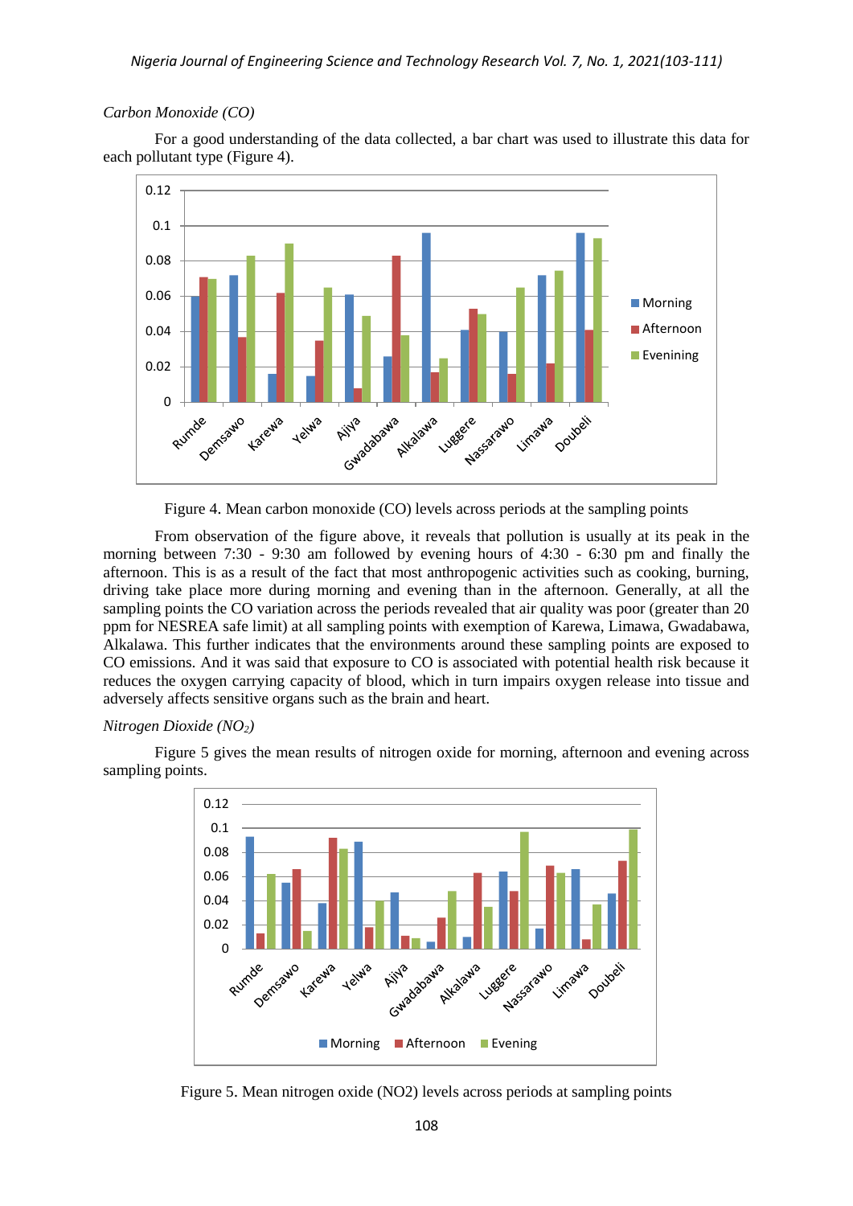*Carbon Monoxide (CO)*

For a good understanding of the data collected, a bar chart was used to illustrate this data for each pollutant type (Figure 4).

Figure 4. Mean carbon monoxide (CO) levels across periods at the sampling points

From observation of the figure above, it reveals that pollution is usually at its peak in the morning between 7:30 - 9:30 am followed by evening hours of 4:30 - 6:30 pm and finally the afternoon. This is as a result of the fact that most anthropogenic activities such as cooking, burning, driving take place more during morning and evening than in the afternoon. Generally, at all the sampling points the CO variation across the periods revealed that air quality was poor (greater than 20 ppm for NESREA safe limit) at all sampling points with exemption of Karewa, Limawa, Gwadabawa, Alkalawa. This further indicates that the environments around these sampling points are exposed to CO emissions. And it was said that exposure to CO is associated with potential health risk because it reduces the oxygen carrying capacity of blood, which in turn impairs oxygen release into tissue and adversely affects sensitive organs such as the brain and heart.

*Nitrogen Dioxide ($NO_2$)*

Figure 5 gives the mean results of nitrogen oxide for morning, afternoon and evening across sampling points.

Figure 5. Mean nitrogen oxide (NO2) levels across periods at sampling points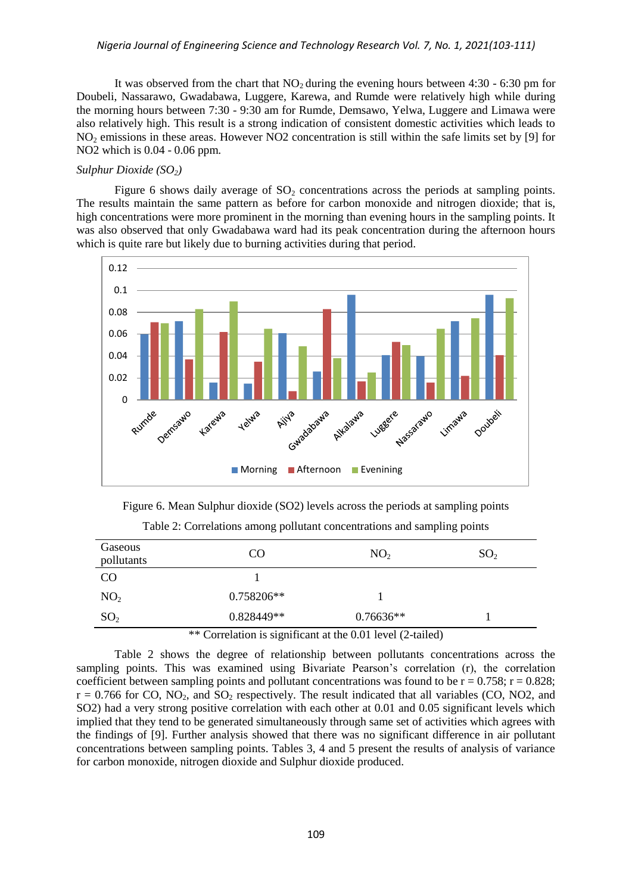It was observed from the chart that $NO_2$ during the evening hours between 4:30 - 6:30 pm for Doubeli, Nassarawo, Gwadabawa, Luggere, Karewa, and Rumde were relatively high while during the morning hours between 7:30 - 9:30 am for Rumde, Demsawo, Yelwa, Luggere and Limawa were also relatively high. This result is a strong indication of consistent domestic activities which leads to $NO_2$ emissions in these areas. However NO2 concentration is still within the safe limits set by [9] for NO2 which is 0.04 - 0.06 ppm.

*Sulphur Dioxide ($SO_2$)*

Figure 6 shows daily average of $SO_2$ concentrations across the periods at sampling points. The results maintain the same pattern as before for carbon monoxide and nitrogen dioxide; that is, high concentrations were more prominent in the morning than evening hours in the sampling points. It was also observed that only Gwadabawa ward had its peak concentration during the afternoon hours which is quite rare but likely due to burning activities during that period.

Figure 6. Mean Sulphur dioxide (SO2) levels across the periods at sampling points

Table 2: Correlations among pollutant concentrations and sampling points

| Gaseous pollutants | CO | $NO_2$ | $SO_2$ |
|---|---|---|---|
| CO | 1 | | |
| $NO_2$ | 0.758206** | 1 | |
| $SO_2$ | 0.828449** | 0.76636** | 1 |

** Correlation is significant at the 0.01 level (2-tailed)

Table 2 shows the degree of relationship between pollutants concentrations across the sampling points. This was examined using Bivariate Pearson's correlation (r), the correlation coefficient between sampling points and pollutant concentrations was found to be r = 0.758; r = 0.828; r = 0.766 for CO, $NO_2$, and $SO_2$ respectively. The result indicated that all variables (CO, NO2, and SO2) had a very strong positive correlation with each other at 0.01 and 0.05 significant levels which implied that they tend to be generated simultaneously through same set of activities which agrees with the findings of [9]. Further analysis showed that there was no significant difference in air pollutant concentrations between sampling points. Tables 3, 4 and 5 present the results of analysis of variance for carbon monoxide, nitrogen dioxide and Sulphur dioxide produced.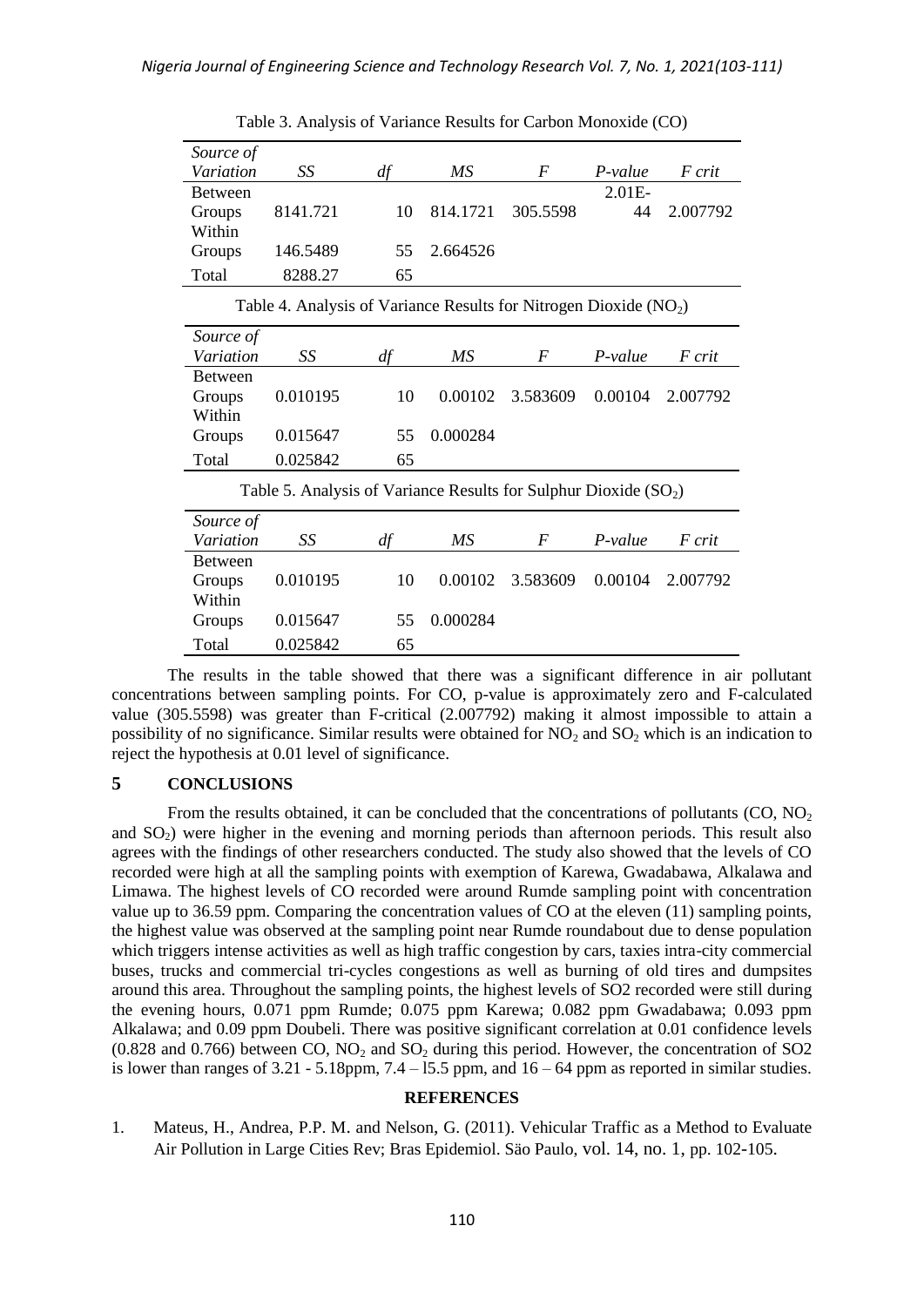Table 3. Analysis of Variance Results for Carbon Monoxide (CO)

| *Source of Variation* | *SS* | *df* | *MS* | *F* | *P-value* | *F crit* |
|---|---|---|---|---|---|---|
| Between Groups | 8141.721 | 10 | 814.1721 | 305.5598 | 2.01E-44 | 2.007792 |
| Within Groups | 146.5489 | 55 | 2.664526 | | | |
| Total | 8288.27 | 65 | | | | |

Table 4. Analysis of Variance Results for Nitrogen Dioxide ($NO_2$)

| *Source of Variation* | *SS* | *df* | *MS* | *F* | *P-value* | *F crit* |
|---|---|---|---|---|---|---|
| Between Groups | 0.010195 | 10 | 0.00102 | 3.583609 | 0.00104 | 2.007792 |
| Within Groups | 0.015647 | 55 | 0.000284 | | | |
| Total | 0.025842 | 65 | | | | |

Table 5. Analysis of Variance Results for Sulphur Dioxide ($SO_2$)

| *Source of Variation* | *SS* | *df* | *MS* | *F* | *P-value* | *F crit* |
|---|---|---|---|---|---|---|
| Between Groups | 0.010195 | 10 | 0.00102 | 3.583609 | 0.00104 | 2.007792 |
| Within Groups | 0.015647 | 55 | 0.000284 | | | |
| Total | 0.025842 | 65 | | | | |

The results in the table showed that there was a significant difference in air pollutant concentrations between sampling points. For CO, p-value is approximately zero and F-calculated value (305.5598) was greater than F-critical (2.007792) making it almost impossible to attain a possibility of no significance. Similar results were obtained for $NO_2$ and $SO_2$ which is an indication to reject the hypothesis at 0.01 level of significance.

## 5 CONCLUSIONS

From the results obtained, it can be concluded that the concentrations of pollutants (CO, $NO_2$ and $SO_2$) were higher in the evening and morning periods than afternoon periods. This result also agrees with the findings of other researchers conducted. The study also showed that the levels of CO recorded were high at all the sampling points with exemption of Karewa, Gwadabawa, Alkalawa and Limawa. The highest levels of CO recorded were around Rumde sampling point with concentration value up to 36.59 ppm. Comparing the concentration values of CO at the eleven (11) sampling points, the highest value was observed at the sampling point near Rumde roundabout due to dense population which triggers intense activities as well as high traffic congestion by cars, taxies intra-city commercial buses, trucks and commercial tri-cycles congestions as well as burning of old tires and dumpsites around this area. Throughout the sampling points, the highest levels of SO2 recorded were still during the evening hours, 0.071 ppm Rumde; 0.075 ppm Karewa; 0.082 ppm Gwadabawa; 0.093 ppm Alkalawa; and 0.09 ppm Doubeli. There was positive significant correlation at 0.01 confidence levels (0.828 and 0.766) between CO, $NO_2$ and $SO_2$ during this period. However, the concentration of SO2 is lower than ranges of 3.21 - 5.18ppm, 7.4 – l5.5 ppm, and 16 – 64 ppm as reported in similar studies.

## REFERENCES

1. Mateus, H., Andrea, P.P. M. and Nelson, G. (2011). Vehicular Traffic as a Method to Evaluate Air Pollution in Large Cities Rev; Bras Epidemiol. Säo Paulo, vol. 14, no. 1, pp. 102-105.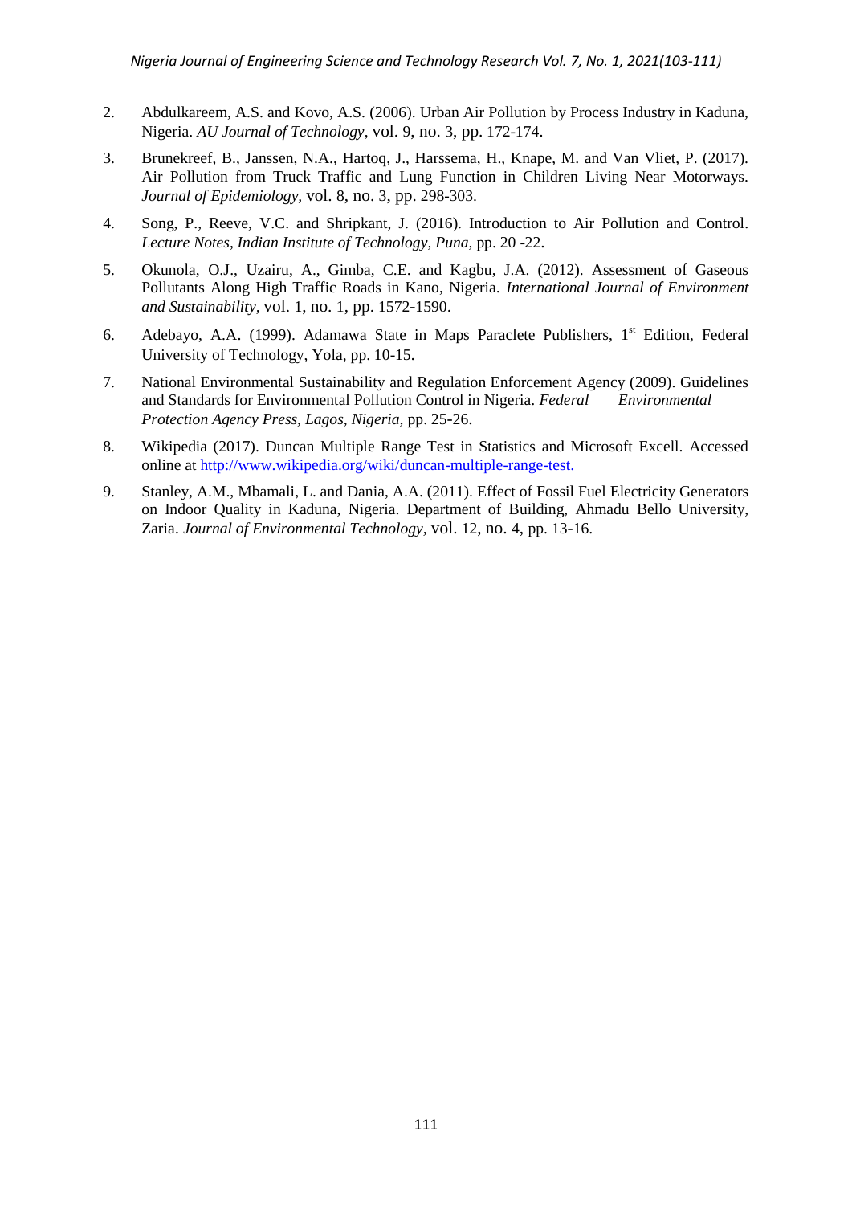2. Abdulkareem, A.S. and Kovo, A.S. (2006). Urban Air Pollution by Process Industry in Kaduna, Nigeria. *AU Journal of Technology*, vol. 9, no. 3, pp. 172-174.

3. Brunekreef, B., Janssen, N.A., Hartoq, J., Harssema, H., Knape, M. and Van Vliet, P. (2017). Air Pollution from Truck Traffic and Lung Function in Children Living Near Motorways. *Journal of Epidemiology,* vol. 8, no. 3, pp. 298-303.

4. Song, P., Reeve, V.C. and Shripkant, J. (2016). Introduction to Air Pollution and Control. *Lecture Notes, Indian Institute of Technology, Puna,* pp. 20 -22.

5. Okunola, O.J., Uzairu, A., Gimba, C.E. and Kagbu, J.A. (2012). Assessment of Gaseous Pollutants Along High Traffic Roads in Kano, Nigeria. *International Journal of Environment and Sustainability,* vol. 1, no. 1, pp. 1572-1590.

6. Adebayo, A.A. (1999). Adamawa State in Maps Paraclete Publishers, 1st Edition, Federal University of Technology, Yola, pp. 10-15.

7. National Environmental Sustainability and Regulation Enforcement Agency (2009). Guidelines and Standards for Environmental Pollution Control in Nigeria. *Federal Environmental Protection Agency Press, Lagos, Nigeria,* pp. 25-26.

8. Wikipedia (2017). Duncan Multiple Range Test in Statistics and Microsoft Excell. Accessed online at http://www.wikipedia.org/wiki/duncan-multiple-range-test.

9. Stanley, A.M., Mbamali, L. and Dania, A.A. (2011). Effect of Fossil Fuel Electricity Generators on Indoor Quality in Kaduna, Nigeria. Department of Building, Ahmadu Bello University, Zaria. *Journal of Environmental Technology,* vol. 12, no. 4, pp. 13-16.